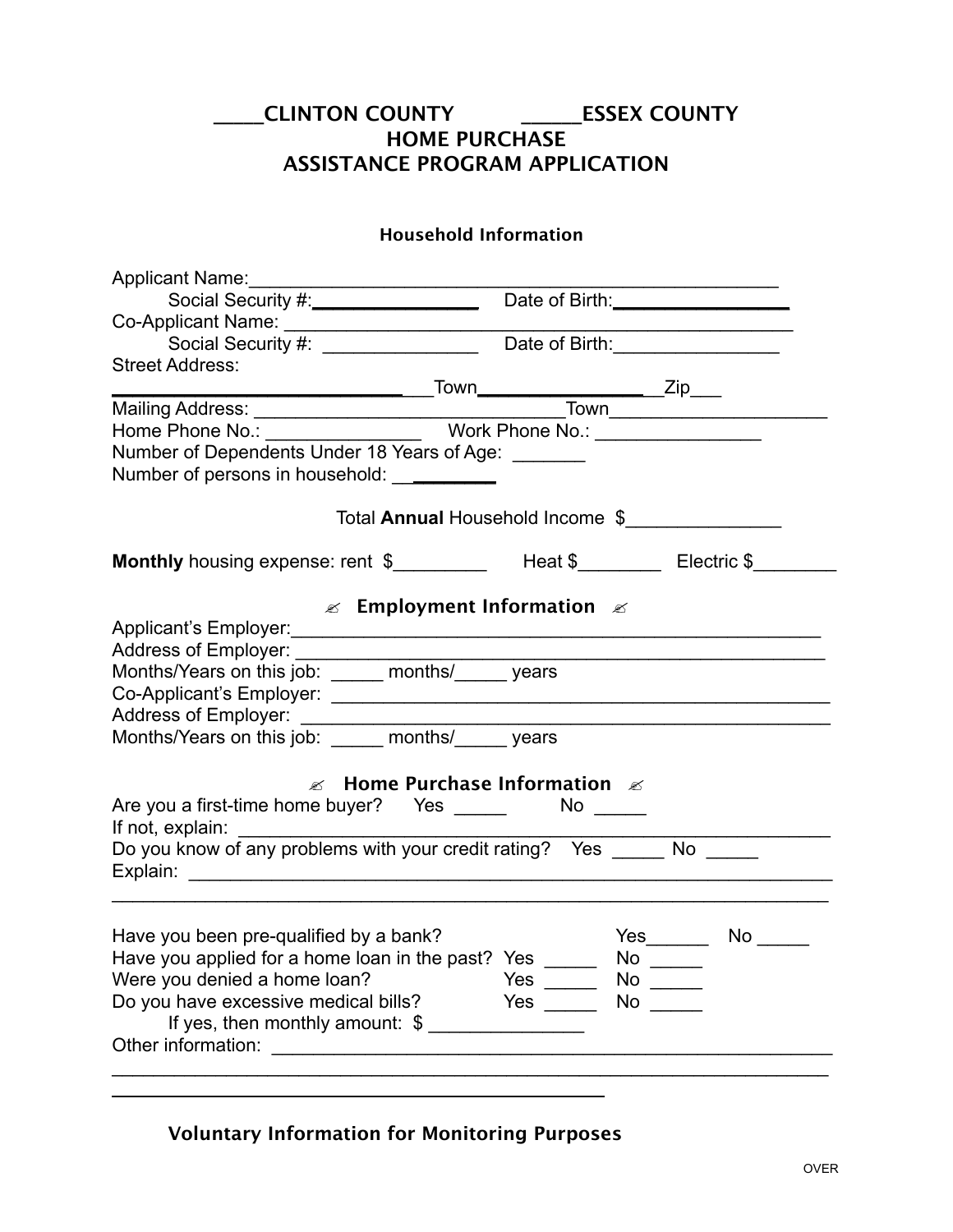# _____CLINTON COUNTY _____ESSEX COUNTY
# HOME PURCHASE
# ASSISTANCE PROGRAM APPLICATION

### Household Information

Applicant Name:_______________________________________________

Social Security #:_______________ Date of Birth:_______________

Co-Applicant Name: _______________________________________________

Social Security #: _______________ Date of Birth:_______________

Street Address:

___________________________Town_______________Zip___

Mailing Address: _________________________Town___________________

Home Phone No.: _______________ Work Phone No.: _______________

Number of Dependents Under 18 Years of Age: _______

Number of persons in household: __________

Total **Annual** Household Income $_______________

**Monthly** housing expense: rent $_________ Heat $________ Electric $________

### ✍ Employment Information ✍

Applicant's Employer:_______________________________________________

Address of Employer: _______________________________________________

Months/Years on this job: _____ months/_____ years

Co-Applicant's Employer: _____________________________________________

Address of Employer: _______________________________________________

Months/Years on this job: _____ months/_____ years

### ✍ Home Purchase Information ✍

Are you a first-time home buyer? Yes _____ No _____

If not, explain: _______________________________________________

Do you know of any problems with your credit rating? Yes _____ No _____

Explain: _______________________________________________

_______________________________________________

Have you been pre-qualified by a bank? Yes______ No _____

Have you applied for a home loan in the past? Yes _____ No _____

Were you denied a home loan? Yes _____ No _____

Do you have excessive medical bills? Yes _____ No _____

If yes, then monthly amount: $ _______________

Other information: _______________________________________________

_______________________________________________

_______________________________________________

### Voluntary Information for Monitoring Purposes

OVER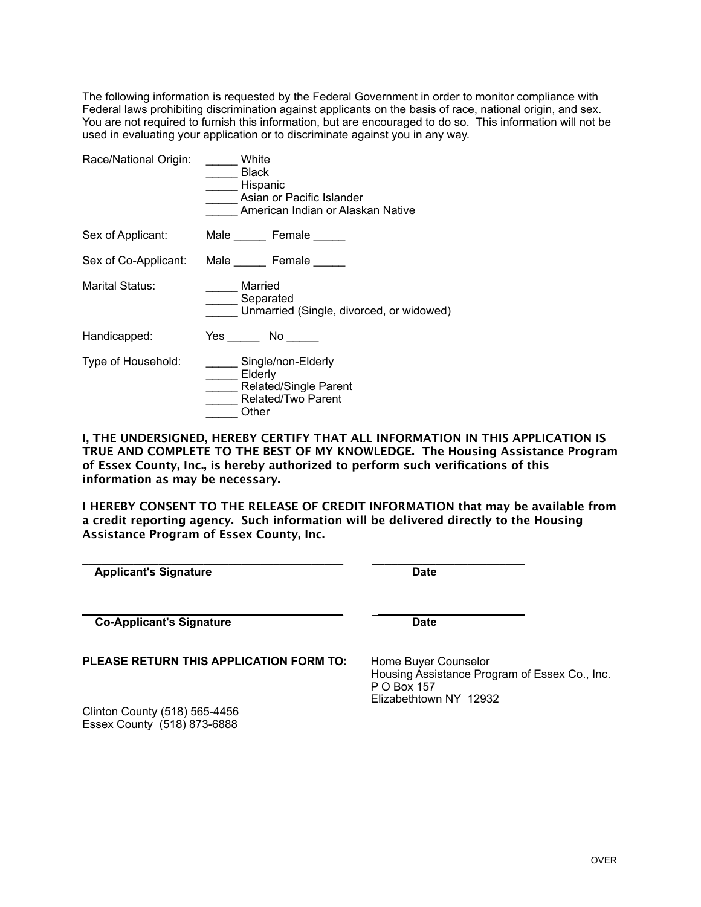The following information is requested by the Federal Government in order to monitor compliance with Federal laws prohibiting discrimination against applicants on the basis of race, national origin, and sex. You are not required to furnish this information, but are encouraged to do so. This information will not be used in evaluating your application or to discriminate against you in any way.

Race/National Origin:
_____ White
_____ Black
_____ Hispanic
_____ Asian or Pacific Islander
_____ American Indian or Alaskan Native

Sex of Applicant: Male _____ Female _____

Sex of Co-Applicant: Male _____ Female _____

Marital Status:
_____ Married
_____ Separated
_____ Unmarried (Single, divorced, or widowed)

Handicapped: Yes _____ No _____

Type of Household:
_____ Single/non-Elderly
_____ Elderly
_____ Related/Single Parent
_____ Related/Two Parent
_____ Other

**I, THE UNDERSIGNED, HEREBY CERTIFY THAT ALL INFORMATION IN THIS APPLICATION IS TRUE AND COMPLETE TO THE BEST OF MY KNOWLEDGE. The Housing Assistance Program of Essex County, Inc., is hereby authorized to perform such verifications of this information as may be necessary.**

**I HEREBY CONSENT TO THE RELEASE OF CREDIT INFORMATION that may be available from a credit reporting agency. Such information will be delivered directly to the Housing Assistance Program of Essex County, Inc.**

________________________________________ ________________________
**Applicant's Signature** **Date**

________________________________________ ________________________
**Co-Applicant's Signature** **Date**

**PLEASE RETURN THIS APPLICATION FORM TO:**

Home Buyer Counselor
Housing Assistance Program of Essex Co., Inc.
P O Box 157
Elizabethtown NY 12932

Clinton County (518) 565-4456
Essex County (518) 873-6888

OVER